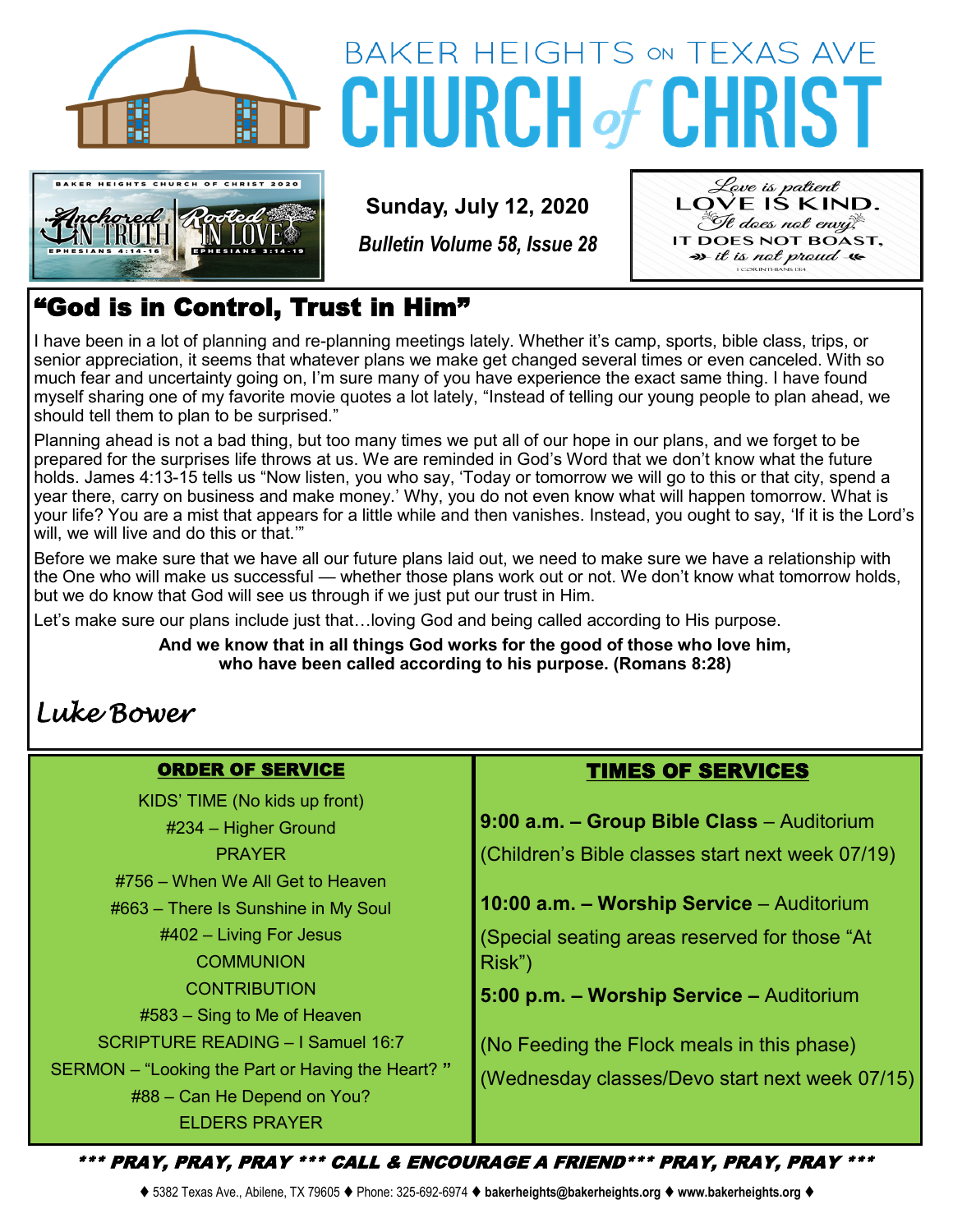# BAKER HEIGHTS ON TEXAS AVE CHURCH of CHRIST

BAKER HEIGHTS CHURCH OF CHRIST 2020
Anchored IN TRUTH — EPHESIANS 4:14-16
Rooted IN LOVE — EPHESIANS 3:14-19

**Sunday, July 12, 2020**

***Bulletin Volume 58, Issue 28***

Love is patient
LOVE IS KIND.
It does not envy,
IT DOES NOT BOAST,
it is not proud
1 CORINTHIANS 13:4

## "God is in Control, Trust in Him"

I have been in a lot of planning and re-planning meetings lately. Whether it's camp, sports, bible class, trips, or senior appreciation, it seems that whatever plans we make get changed several times or even canceled. With so much fear and uncertainty going on, I'm sure many of you have experience the exact same thing. I have found myself sharing one of my favorite movie quotes a lot lately, "Instead of telling our young people to plan ahead, we should tell them to plan to be surprised."

Planning ahead is not a bad thing, but too many times we put all of our hope in our plans, and we forget to be prepared for the surprises life throws at us. We are reminded in God's Word that we don't know what the future holds. James 4:13-15 tells us "Now listen, you who say, 'Today or tomorrow we will go to this or that city, spend a year there, carry on business and make money.' Why, you do not even know what will happen tomorrow. What is your life? You are a mist that appears for a little while and then vanishes. Instead, you ought to say, 'If it is the Lord's will, we will live and do this or that.'"

Before we make sure that we have all our future plans laid out, we need to make sure we have a relationship with the One who will make us successful — whether those plans work out or not. We don't know what tomorrow holds, but we do know that God will see us through if we just put our trust in Him.

Let's make sure our plans include just that…loving God and being called according to His purpose.

**And we know that in all things God works for the good of those who love him, who have been called according to his purpose. (Romans 8:28)**

*Luke Bower*

### ORDER OF SERVICE

KIDS' TIME (No kids up front)
#234 – Higher Ground
PRAYER
#756 – When We All Get to Heaven
#663 – There Is Sunshine in My Soul
#402 – Living For Jesus
COMMUNION
CONTRIBUTION
#583 – Sing to Me of Heaven
SCRIPTURE READING – I Samuel 16:7
SERMON – "Looking the Part or Having the Heart? "
#88 – Can He Depend on You?
ELDERS PRAYER

### TIMES OF SERVICES

**9:00 a.m. – Group Bible Class** – Auditorium
(Children's Bible classes start next week 07/19)

**10:00 a.m. – Worship Service** – Auditorium
(Special seating areas reserved for those "At Risk")

**5:00 p.m. – Worship Service –** Auditorium

(No Feeding the Flock meals in this phase)
(Wednesday classes/Devo start next week 07/15)

***\*\*\* PRAY, PRAY, PRAY \*\*\* CALL & ENCOURAGE A FRIEND\*\*\* PRAY, PRAY, PRAY \*\*\****

♦ 5382 Texas Ave., Abilene, TX 79605 ♦ Phone: 325-692-6974 ♦ **bakerheights@bakerheights.org** ♦ **www.bakerheights.org** ♦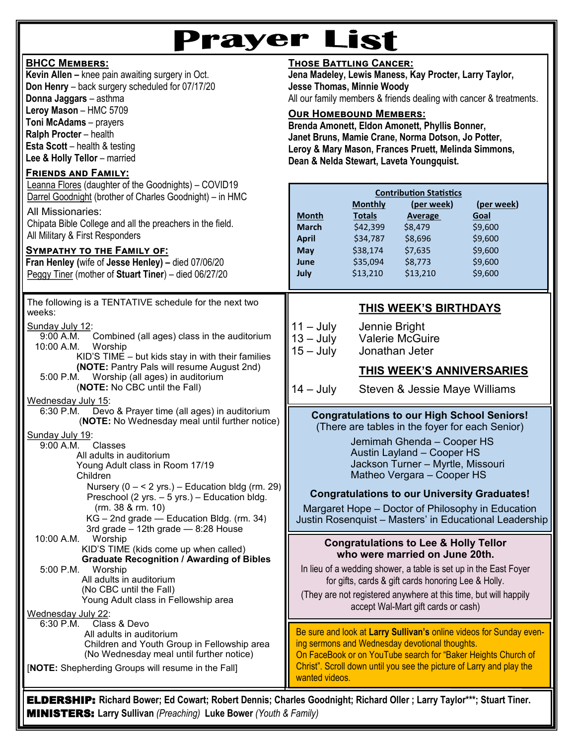# Prayer List

## BHCC Members:

**Kevin Allen –** knee pain awaiting surgery in Oct.
**Don Henry** – back surgery scheduled for 07/17/20
**Donna Jaggars** – asthma
**Leroy Mason** – HMC 5709
**Toni McAdams** – prayers
**Ralph Procter** – health
**Esta Scott** – health & testing
**Lee & Holly Tellor** – married

## Friends and Family:

Leanna Flores (daughter of the Goodnights) – COVID19
Darrel Goodnight (brother of Charles Goodnight) – in HMC

All Missionaries:
Chipata Bible College and all the preachers in the field.
All Military & First Responders

## Sympathy to the Family of:

**Fran Henley (**wife of **Jesse Henley) –** died 07/06/20
Peggy Tiner (mother of **Stuart Tiner**) – died 06/27/20

## Those Battling Cancer:

**Jena Madeley, Lewis Maness, Kay Procter, Larry Taylor, Jesse Thomas, Minnie Woody**
All our family members & friends dealing with cancer & treatments.

## Our Homebound Members:

**Brenda Amonett, Eldon Amonett, Phyllis Bonner, Janet Bruns, Mamie Crane, Norma Dotson, Jo Potter, Leroy & Mary Mason, Frances Pruett, Melinda Simmons, Dean & Nelda Stewart, Laveta Youngquist.**

**Contribution Statistics**

| Month | Monthly Totals | (per week) Average | (per week) Goal |
|---|---|---|---|
| March | $42,399 | $8,479 | $9,600 |
| April | $34,787 | $8,696 | $9,600 |
| May | $38,174 | $7,635 | $9,600 |
| June | $35,094 | $8,773 | $9,600 |
| July | $13,210 | $13,210 | $9,600 |

The following is a TENTATIVE schedule for the next two weeks:

Sunday July 12:
9:00 A.M. Combined (all ages) class in the auditorium
10:00 A.M. Worship
KID'S TIME – but kids stay in with their families
**(NOTE:** Pantry Pals will resume August 2nd)
5:00 P.M. Worship (all ages) in auditorium
(**NOTE:** No CBC until the Fall)

Wednesday July 15:
6:30 P.M. Devo & Prayer time (all ages) in auditorium
(**NOTE:** No Wednesday meal until further notice)

Sunday July 19:
9:00 A.M. Classes
All adults in auditorium
Young Adult class in Room 17/19
Children
Nursery (0 – < 2 yrs.) – Education bldg (rm. 29)
Preschool (2 yrs. – 5 yrs.) – Education bldg. (rm. 38 & rm. 10)
KG – 2nd grade — Education Bldg. (rm. 34)
3rd grade – 12th grade — 8:28 House
10:00 A.M. Worship
KID'S TIME (kids come up when called)
**Graduate Recognition / Awarding of Bibles**
5:00 P.M. Worship
All adults in auditorium
(No CBC until the Fall)
Young Adult class in Fellowship area

Wednesday July 22:
6:30 P.M. Class & Devo
All adults in auditorium
Children and Youth Group in Fellowship area
(No Wednesday meal until further notice)

[**NOTE:** Shepherding Groups will resume in the Fall]

## THIS WEEK'S BIRTHDAYS

11 – July Jennie Bright
13 – July Valerie McGuire
15 – July Jonathan Jeter

## THIS WEEK'S ANNIVERSARIES

14 – July Steven & Jessie Maye Williams

**Congratulations to our High School Seniors!**
(There are tables in the foyer for each Senior)

Jemimah Ghenda – Cooper HS
Austin Layland – Cooper HS
Jackson Turner – Myrtle, Missouri
Matheo Vergara – Cooper HS

**Congratulations to our University Graduates!**

Margaret Hope – Doctor of Philosophy in Education
Justin Rosenquist – Masters' in Educational Leadership

**Congratulations to Lee & Holly Tellor who were married on June 20th.**

In lieu of a wedding shower, a table is set up in the East Foyer for gifts, cards & gift cards honoring Lee & Holly.
(They are not registered anywhere at this time, but will happily accept Wal-Mart gift cards or cash)

Be sure and look at **Larry Sullivan's** online videos for Sunday evening sermons and Wednesday devotional thoughts.
On FaceBook or on YouTube search for "Baker Heights Church of Christ". Scroll down until you see the picture of Larry and play the wanted videos.

**ELDERSHIP: Richard Bower; Ed Cowart; Robert Dennis; Charles Goodnight; Richard Oller ; Larry Taylor***; Stuart Tiner.**
**MINISTERS: Larry Sullivan** *(Preaching)* **Luke Bower** *(Youth & Family)*